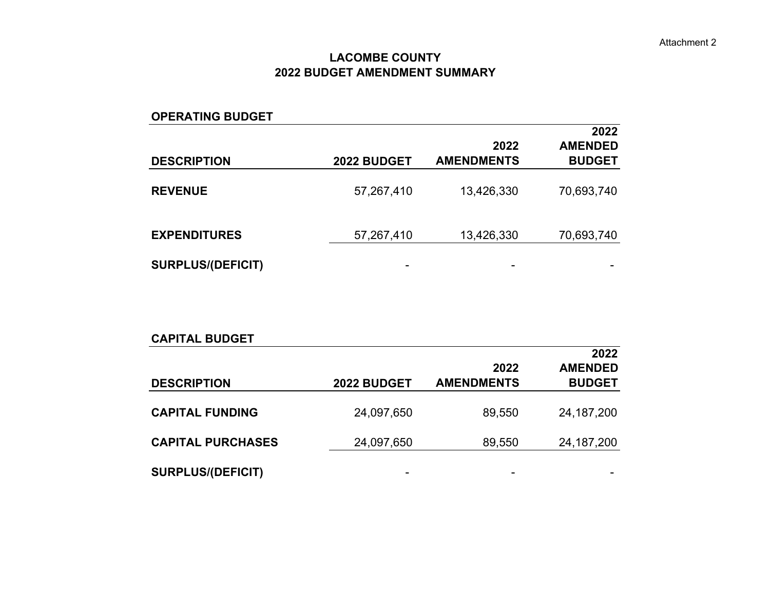Attachment 2

# LACOMBE COUNTY
# 2022 BUDGET AMENDMENT SUMMARY

## OPERATING BUDGET

| DESCRIPTION | 2022 BUDGET | 2022 AMENDMENTS | 2022 AMENDED BUDGET |
|---|---|---|---|
| **REVENUE** | 57,267,410 | 13,426,330 | 70,693,740 |
| **EXPENDITURES** | 57,267,410 | 13,426,330 | 70,693,740 |
| **SURPLUS/(DEFICIT)** | - | - | - |

## CAPITAL BUDGET

| DESCRIPTION | 2022 BUDGET | 2022 AMENDMENTS | 2022 AMENDED BUDGET |
|---|---|---|---|
| **CAPITAL FUNDING** | 24,097,650 | 89,550 | 24,187,200 |
| **CAPITAL PURCHASES** | 24,097,650 | 89,550 | 24,187,200 |
| **SURPLUS/(DEFICIT)** | - | - | - |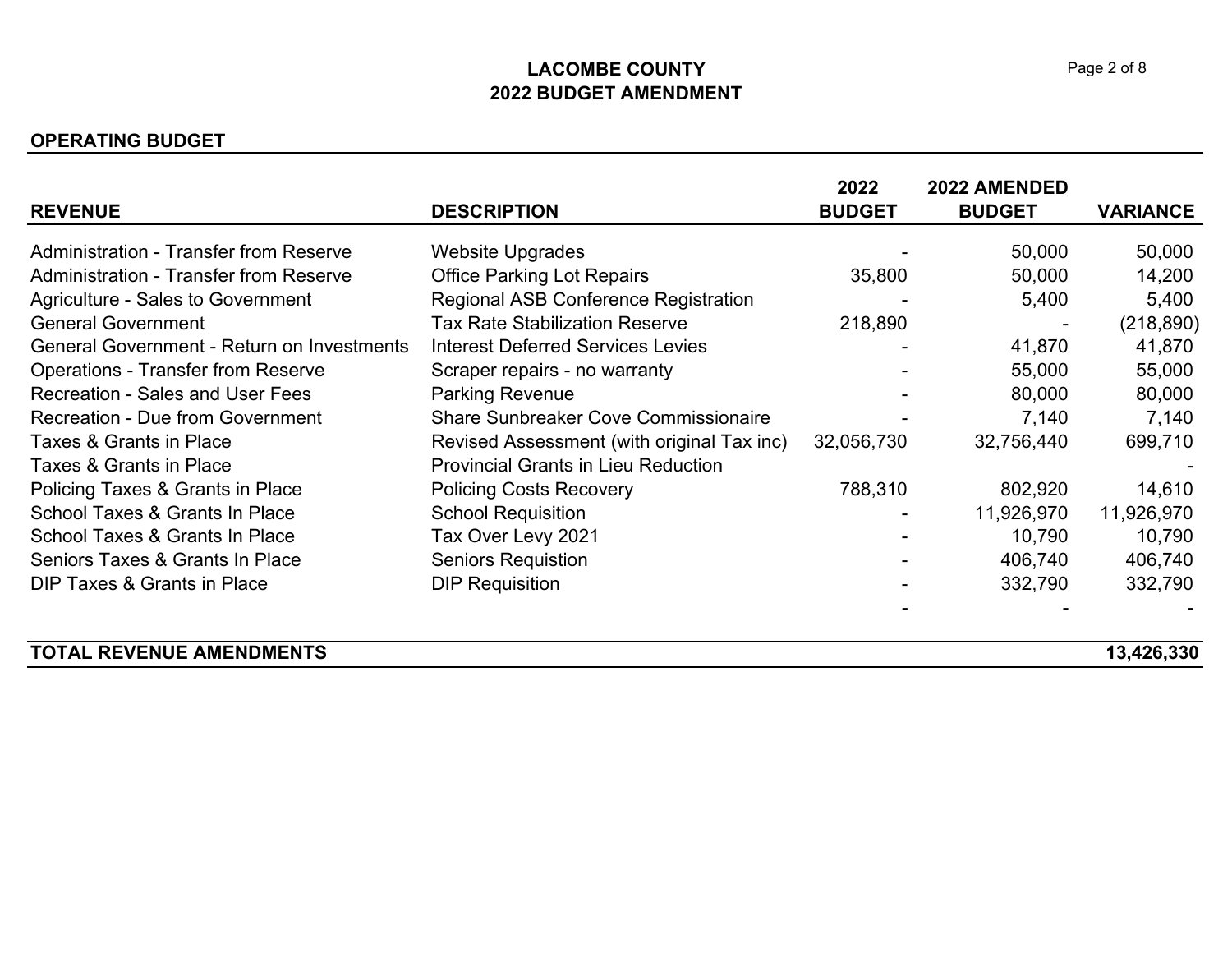# LACOMBE COUNTY
## 2022 BUDGET AMENDMENT

### OPERATING BUDGET

| REVENUE | DESCRIPTION | 2022 BUDGET | 2022 AMENDED BUDGET | VARIANCE |
|---|---|---|---|---|
| Administration - Transfer from Reserve | Website Upgrades | - | 50,000 | 50,000 |
| Administration - Transfer from Reserve | Office Parking Lot Repairs | 35,800 | 50,000 | 14,200 |
| Agriculture - Sales to Government | Regional ASB Conference Registration | - | 5,400 | 5,400 |
| General Government | Tax Rate Stabilization Reserve | 218,890 | - | (218,890) |
| General Government - Return on Investments | Interest Deferred Services Levies | - | 41,870 | 41,870 |
| Operations - Transfer from Reserve | Scraper repairs - no warranty | - | 55,000 | 55,000 |
| Recreation - Sales and User Fees | Parking Revenue | - | 80,000 | 80,000 |
| Recreation - Due from Government | Share Sunbreaker Cove Commissionaire | - | 7,140 | 7,140 |
| Taxes & Grants in Place | Revised Assessment (with original Tax inc) | 32,056,730 | 32,756,440 | 699,710 |
| Taxes & Grants in Place | Provincial Grants in Lieu Reduction | | | - |
| Policing Taxes & Grants in Place | Policing Costs Recovery | 788,310 | 802,920 | 14,610 |
| School Taxes & Grants In Place | School Requisition | - | 11,926,970 | 11,926,970 |
| School Taxes & Grants In Place | Tax Over Levy 2021 | - | 10,790 | 10,790 |
| Seniors Taxes & Grants In Place | Seniors Requistion | - | 406,740 | 406,740 |
| DIP Taxes & Grants in Place | DIP Requisition | - | 332,790 | 332,790 |
| | | - | - | - |
| **TOTAL REVENUE AMENDMENTS** | | | | **13,426,330** |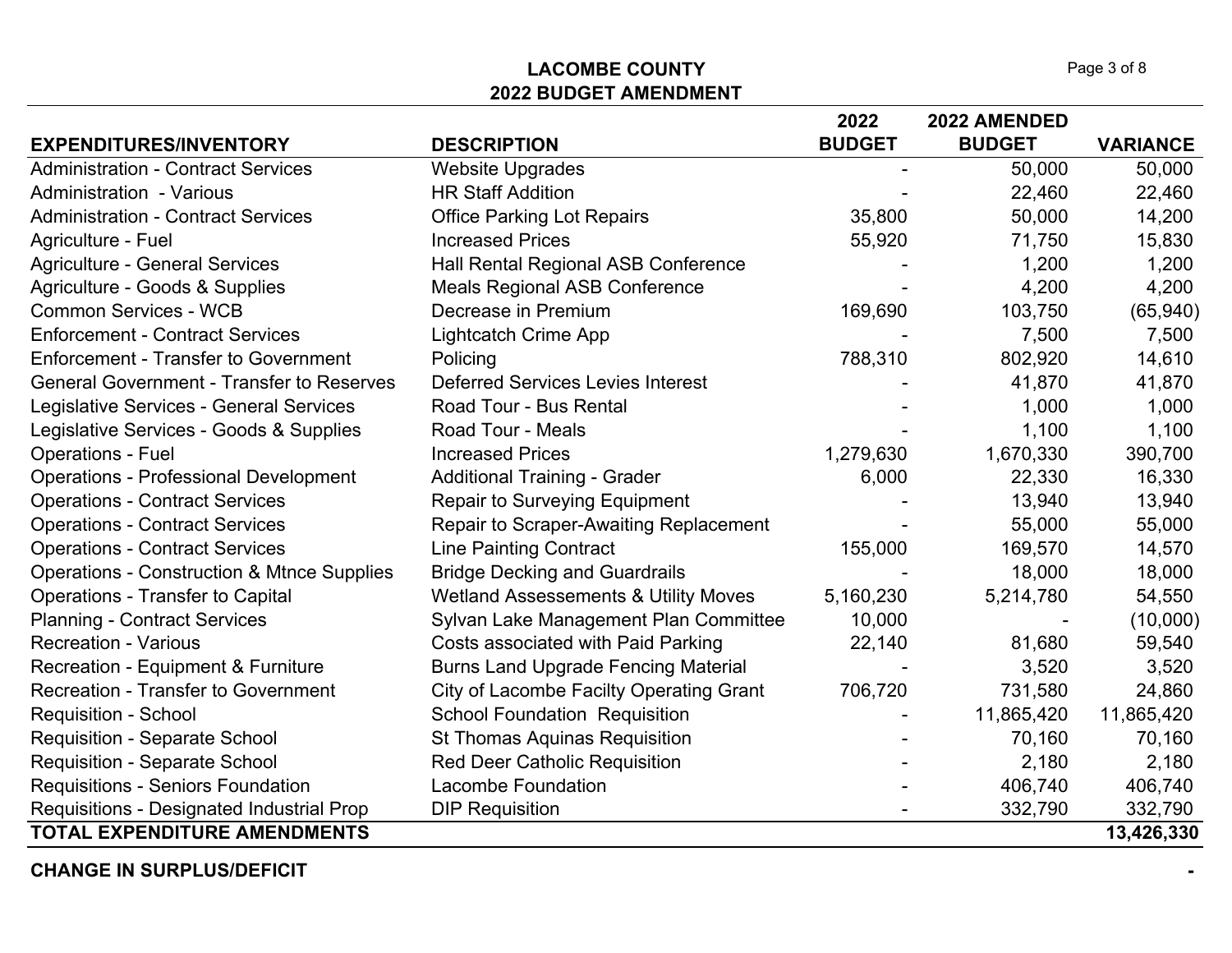## LACOMBE COUNTY
## 2022 BUDGET AMENDMENT

| EXPENDITURES/INVENTORY | DESCRIPTION | 2022 BUDGET | 2022 AMENDED BUDGET | VARIANCE |
|---|---|---|---|---|
| Administration - Contract Services | Website Upgrades | - | 50,000 | 50,000 |
| Administration - Various | HR Staff Addition | - | 22,460 | 22,460 |
| Administration - Contract Services | Office Parking Lot Repairs | 35,800 | 50,000 | 14,200 |
| Agriculture - Fuel | Increased Prices | 55,920 | 71,750 | 15,830 |
| Agriculture - General Services | Hall Rental Regional ASB Conference | - | 1,200 | 1,200 |
| Agriculture - Goods & Supplies | Meals Regional ASB Conference | - | 4,200 | 4,200 |
| Common Services - WCB | Decrease in Premium | 169,690 | 103,750 | (65,940) |
| Enforcement - Contract Services | Lightcatch Crime App | - | 7,500 | 7,500 |
| Enforcement - Transfer to Government | Policing | 788,310 | 802,920 | 14,610 |
| General Government - Transfer to Reserves | Deferred Services Levies Interest | - | 41,870 | 41,870 |
| Legislative Services - General Services | Road Tour - Bus Rental | - | 1,000 | 1,000 |
| Legislative Services - Goods & Supplies | Road Tour - Meals | - | 1,100 | 1,100 |
| Operations - Fuel | Increased Prices | 1,279,630 | 1,670,330 | 390,700 |
| Operations - Professional Development | Additional Training - Grader | 6,000 | 22,330 | 16,330 |
| Operations - Contract Services | Repair to Surveying Equipment | - | 13,940 | 13,940 |
| Operations - Contract Services | Repair to Scraper-Awaiting Replacement | - | 55,000 | 55,000 |
| Operations - Contract Services | Line Painting Contract | 155,000 | 169,570 | 14,570 |
| Operations - Construction & Mtnce Supplies | Bridge Decking and Guardrails | - | 18,000 | 18,000 |
| Operations - Transfer to Capital | Wetland Assessements & Utility Moves | 5,160,230 | 5,214,780 | 54,550 |
| Planning - Contract Services | Sylvan Lake Management Plan Committee | 10,000 | - | (10,000) |
| Recreation - Various | Costs associated with Paid Parking | 22,140 | 81,680 | 59,540 |
| Recreation - Equipment & Furniture | Burns Land Upgrade Fencing Material | - | 3,520 | 3,520 |
| Recreation - Transfer to Government | City of Lacombe Facilty Operating Grant | 706,720 | 731,580 | 24,860 |
| Requisition - School | School Foundation Requisition | - | 11,865,420 | 11,865,420 |
| Requisition - Separate School | St Thomas Aquinas Requisition | - | 70,160 | 70,160 |
| Requisition - Separate School | Red Deer Catholic Requisition | - | 2,180 | 2,180 |
| Requisitions - Seniors Foundation | Lacombe Foundation | - | 406,740 | 406,740 |
| Requisitions - Designated Industrial Prop | DIP Requisition | - | 332,790 | 332,790 |
| **TOTAL EXPENDITURE AMENDMENTS** | | | | **13,426,330** |

| **CHANGE IN SURPLUS/DEFICIT** | **-** |
|---|---|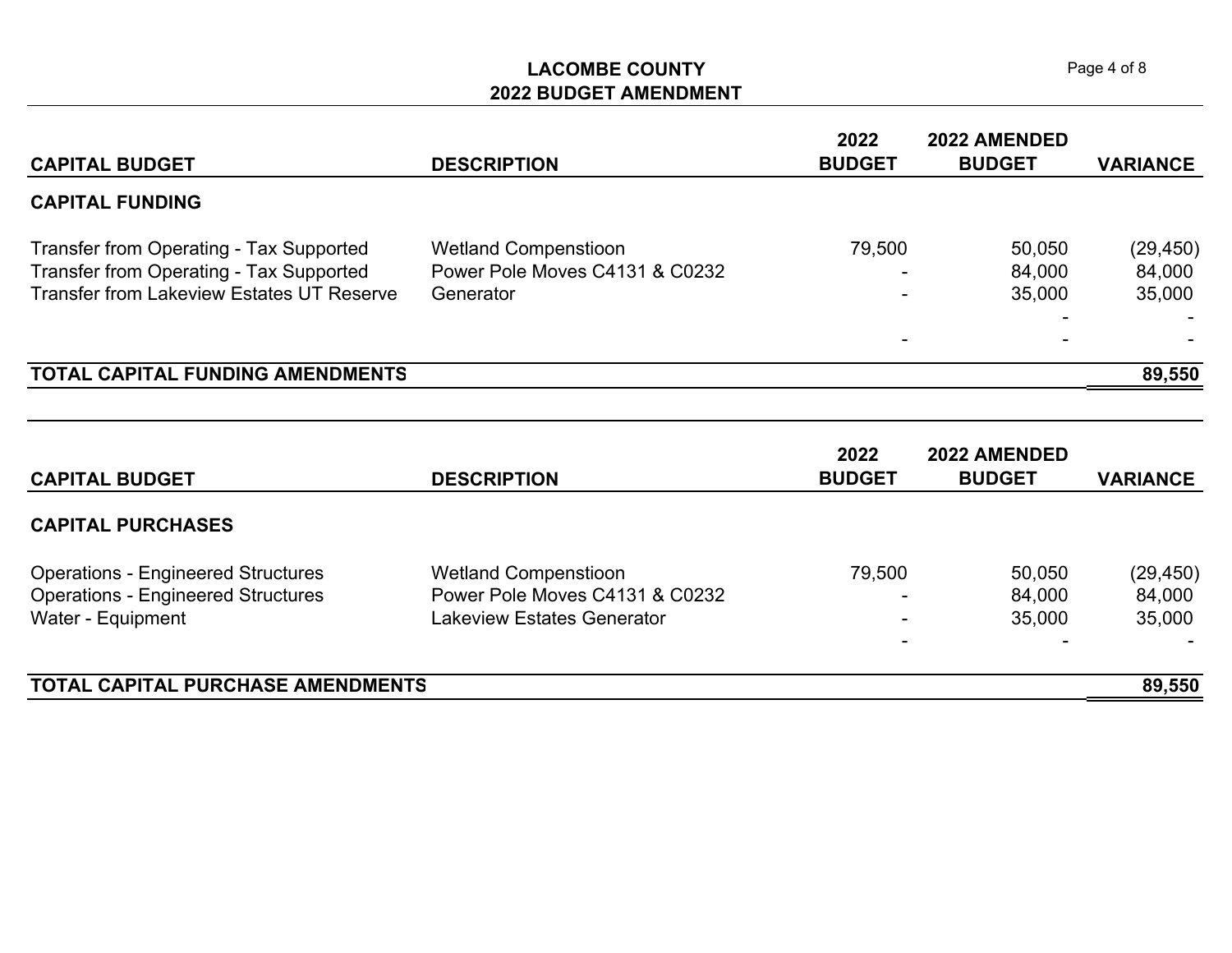# LACOMBE COUNTY
## 2022 BUDGET AMENDMENT

| CAPITAL BUDGET | DESCRIPTION | 2022 BUDGET | 2022 AMENDED BUDGET | VARIANCE |
|---|---|---|---|---|
| **CAPITAL FUNDING** | | | | |
| Transfer from Operating - Tax Supported | Wetland Compenstioon | 79,500 | 50,050 | (29,450) |
| Transfer from Operating - Tax Supported | Power Pole Moves C4131 & C0232 | - | 84,000 | 84,000 |
| Transfer from Lakeview Estates UT Reserve | Generator | - | 35,000 | 35,000 |
| | | | - | - |
| | | - | - | - |
| **TOTAL CAPITAL FUNDING AMENDMENTS** | | | | **89,550** |

| CAPITAL BUDGET | DESCRIPTION | 2022 BUDGET | 2022 AMENDED BUDGET | VARIANCE |
|---|---|---|---|---|
| **CAPITAL PURCHASES** | | | | |
| Operations - Engineered Structures | Wetland Compenstioon | 79,500 | 50,050 | (29,450) |
| Operations - Engineered Structures | Power Pole Moves C4131 & C0232 | - | 84,000 | 84,000 |
| Water - Equipment | Lakeview Estates Generator | - | 35,000 | 35,000 |
| | | - | - | - |
| **TOTAL CAPITAL PURCHASE AMENDMENTS** | | | | **89,550** |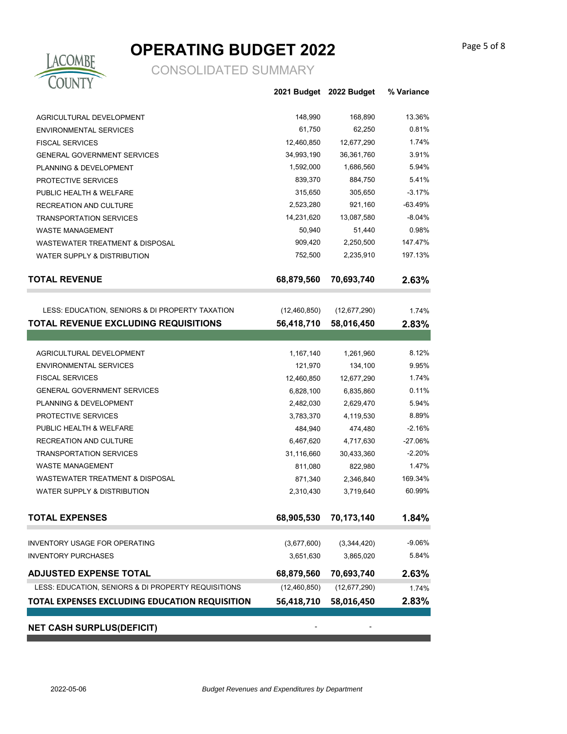# OPERATING BUDGET 2022

## CONSOLIDATED SUMMARY

| | 2021 Budget | 2022 Budget | % Variance |
|---|---|---|---|
| AGRICULTURAL DEVELOPMENT | 148,990 | 168,890 | 13.36% |
| ENVIRONMENTAL SERVICES | 61,750 | 62,250 | 0.81% |
| FISCAL SERVICES | 12,460,850 | 12,677,290 | 1.74% |
| GENERAL GOVERNMENT SERVICES | 34,993,190 | 36,361,760 | 3.91% |
| PLANNING & DEVELOPMENT | 1,592,000 | 1,686,560 | 5.94% |
| PROTECTIVE SERVICES | 839,370 | 884,750 | 5.41% |
| PUBLIC HEALTH & WELFARE | 315,650 | 305,650 | -3.17% |
| RECREATION AND CULTURE | 2,523,280 | 921,160 | -63.49% |
| TRANSPORTATION SERVICES | 14,231,620 | 13,087,580 | -8.04% |
| WASTE MANAGEMENT | 50,940 | 51,440 | 0.98% |
| WASTEWATER TREATMENT & DISPOSAL | 909,420 | 2,250,500 | 147.47% |
| WATER SUPPLY & DISTRIBUTION | 752,500 | 2,235,910 | 197.13% |
| **TOTAL REVENUE** | **68,879,560** | **70,693,740** | **2.63%** |
| LESS: EDUCATION, SENIORS & DI PROPERTY TAXATION | (12,460,850) | (12,677,290) | 1.74% |
| **TOTAL REVENUE EXCLUDING REQUISITIONS** | **56,418,710** | **58,016,450** | **2.83%** |
| AGRICULTURAL DEVELOPMENT | 1,167,140 | 1,261,960 | 8.12% |
| ENVIRONMENTAL SERVICES | 121,970 | 134,100 | 9.95% |
| FISCAL SERVICES | 12,460,850 | 12,677,290 | 1.74% |
| GENERAL GOVERNMENT SERVICES | 6,828,100 | 6,835,860 | 0.11% |
| PLANNING & DEVELOPMENT | 2,482,030 | 2,629,470 | 5.94% |
| PROTECTIVE SERVICES | 3,783,370 | 4,119,530 | 8.89% |
| PUBLIC HEALTH & WELFARE | 484,940 | 474,480 | -2.16% |
| RECREATION AND CULTURE | 6,467,620 | 4,717,630 | -27.06% |
| TRANSPORTATION SERVICES | 31,116,660 | 30,433,360 | -2.20% |
| WASTE MANAGEMENT | 811,080 | 822,980 | 1.47% |
| WASTEWATER TREATMENT & DISPOSAL | 871,340 | 2,346,840 | 169.34% |
| WATER SUPPLY & DISTRIBUTION | 2,310,430 | 3,719,640 | 60.99% |
| **TOTAL EXPENSES** | **68,905,530** | **70,173,140** | **1.84%** |
| INVENTORY USAGE FOR OPERATING | (3,677,600) | (3,344,420) | -9.06% |
| INVENTORY PURCHASES | 3,651,630 | 3,865,020 | 5.84% |
| **ADJUSTED EXPENSE TOTAL** | **68,879,560** | **70,693,740** | **2.63%** |
| LESS: EDUCATION, SENIORS & DI PROPERTY REQUISITIONS | (12,460,850) | (12,677,290) | 1.74% |
| **TOTAL EXPENSES EXCLUDING EDUCATION REQUISITION** | **56,418,710** | **58,016,450** | **2.83%** |
| **NET CASH SURPLUS(DEFICIT)** | - | - | |

2022-05-06

*Budget Revenues and Expenditures by Department*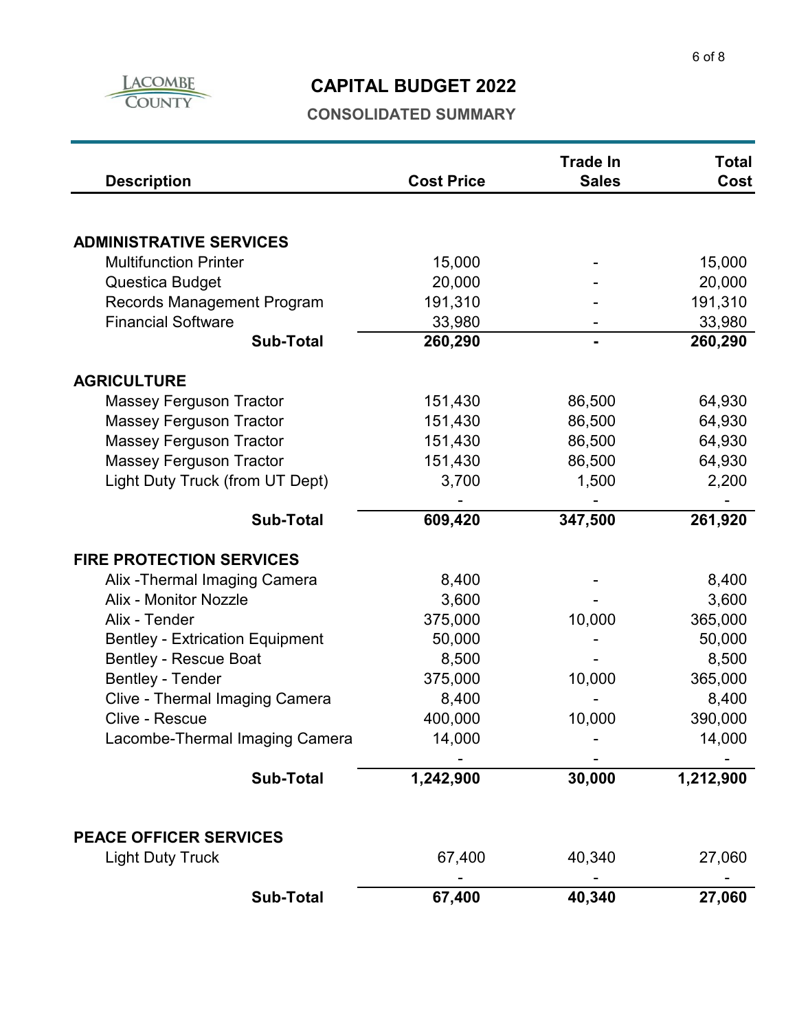# CAPITAL BUDGET 2022

## CONSOLIDATED SUMMARY

| Description | Cost Price | Trade In Sales | Total Cost |
|---|---|---|---|
| **ADMINISTRATIVE SERVICES** | | | |
| Multifunction Printer | 15,000 | - | 15,000 |
| Questica Budget | 20,000 | - | 20,000 |
| Records Management Program | 191,310 | - | 191,310 |
| Financial Software | 33,980 | - | 33,980 |
| **Sub-Total** | **260,290** | **-** | **260,290** |
| **AGRICULTURE** | | | |
| Massey Ferguson Tractor | 151,430 | 86,500 | 64,930 |
| Massey Ferguson Tractor | 151,430 | 86,500 | 64,930 |
| Massey Ferguson Tractor | 151,430 | 86,500 | 64,930 |
| Massey Ferguson Tractor | 151,430 | 86,500 | 64,930 |
| Light Duty Truck (from UT Dept) | 3,700 | 1,500 | 2,200 |
| | - | - | - |
| **Sub-Total** | **609,420** | **347,500** | **261,920** |
| **FIRE PROTECTION SERVICES** | | | |
| Alix -Thermal Imaging Camera | 8,400 | - | 8,400 |
| Alix - Monitor Nozzle | 3,600 | - | 3,600 |
| Alix - Tender | 375,000 | 10,000 | 365,000 |
| Bentley - Extrication Equipment | 50,000 | - | 50,000 |
| Bentley - Rescue Boat | 8,500 | - | 8,500 |
| Bentley - Tender | 375,000 | 10,000 | 365,000 |
| Clive - Thermal Imaging Camera | 8,400 | - | 8,400 |
| Clive - Rescue | 400,000 | 10,000 | 390,000 |
| Lacombe-Thermal Imaging Camera | 14,000 | - | 14,000 |
| | - | - | - |
| **Sub-Total** | **1,242,900** | **30,000** | **1,212,900** |
| **PEACE OFFICER SERVICES** | | | |
| Light Duty Truck | 67,400 | 40,340 | 27,060 |
| | - | - | - |
| **Sub-Total** | **67,400** | **40,340** | **27,060** |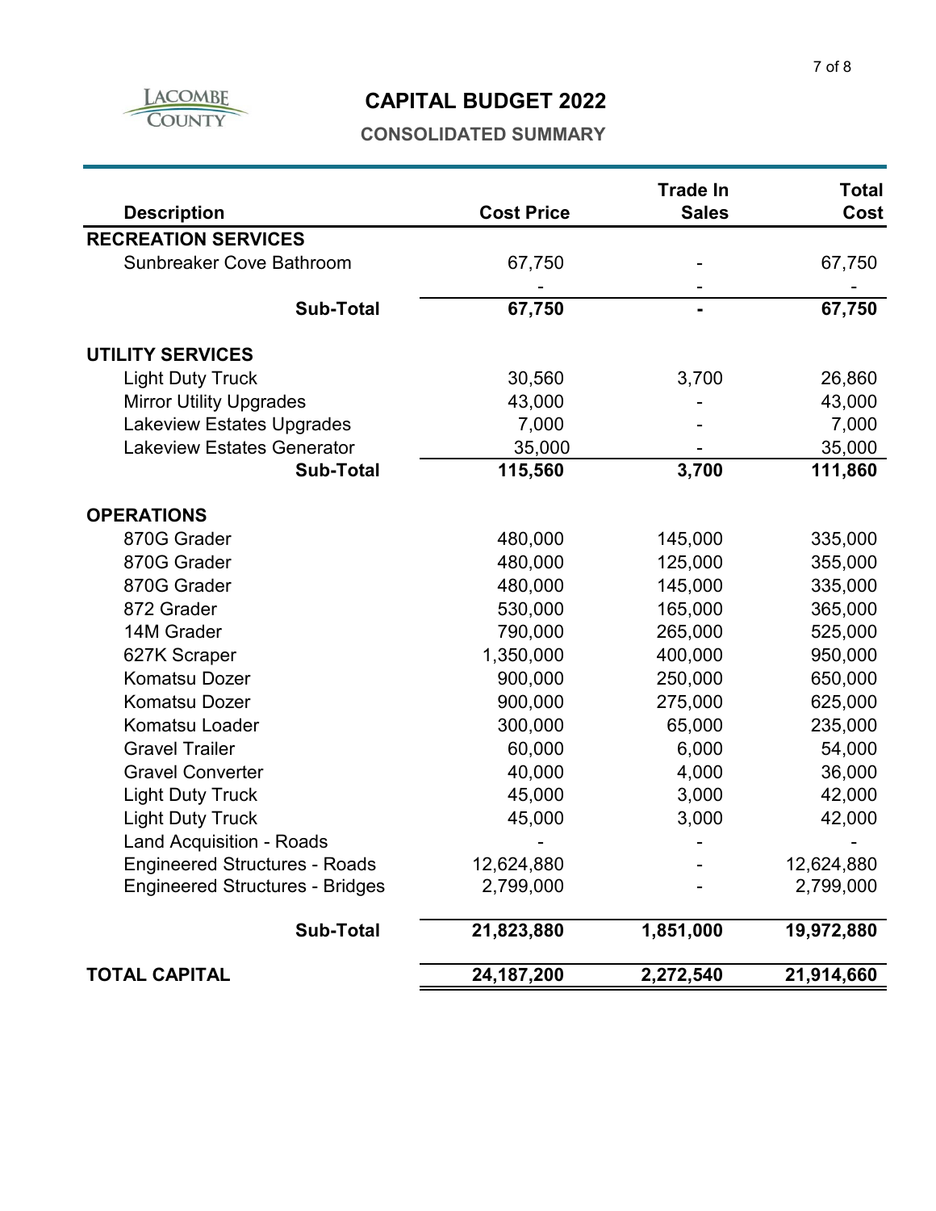# CAPITAL BUDGET 2022

## CONSOLIDATED SUMMARY

| Description | Cost Price | Trade In Sales | Total Cost |
|---|---|---|---|
| **RECREATION SERVICES** | | | |
| Sunbreaker Cove Bathroom | 67,750 | - | 67,750 |
| | - | - | - |
| **Sub-Total** | **67,750** | **-** | **67,750** |
| **UTILITY SERVICES** | | | |
| Light Duty Truck | 30,560 | 3,700 | 26,860 |
| Mirror Utility Upgrades | 43,000 | - | 43,000 |
| Lakeview Estates Upgrades | 7,000 | - | 7,000 |
| Lakeview Estates Generator | 35,000 | - | 35,000 |
| **Sub-Total** | **115,560** | **3,700** | **111,860** |
| **OPERATIONS** | | | |
| 870G Grader | 480,000 | 145,000 | 335,000 |
| 870G Grader | 480,000 | 125,000 | 355,000 |
| 870G Grader | 480,000 | 145,000 | 335,000 |
| 872 Grader | 530,000 | 165,000 | 365,000 |
| 14M Grader | 790,000 | 265,000 | 525,000 |
| 627K Scraper | 1,350,000 | 400,000 | 950,000 |
| Komatsu Dozer | 900,000 | 250,000 | 650,000 |
| Komatsu Dozer | 900,000 | 275,000 | 625,000 |
| Komatsu Loader | 300,000 | 65,000 | 235,000 |
| Gravel Trailer | 60,000 | 6,000 | 54,000 |
| Gravel Converter | 40,000 | 4,000 | 36,000 |
| Light Duty Truck | 45,000 | 3,000 | 42,000 |
| Light Duty Truck | 45,000 | 3,000 | 42,000 |
| Land Acquisition - Roads | - | - | - |
| Engineered Structures - Roads | 12,624,880 | - | 12,624,880 |
| Engineered Structures - Bridges | 2,799,000 | - | 2,799,000 |
| **Sub-Total** | **21,823,880** | **1,851,000** | **19,972,880** |
| **TOTAL CAPITAL** | **24,187,200** | **2,272,540** | **21,914,660** |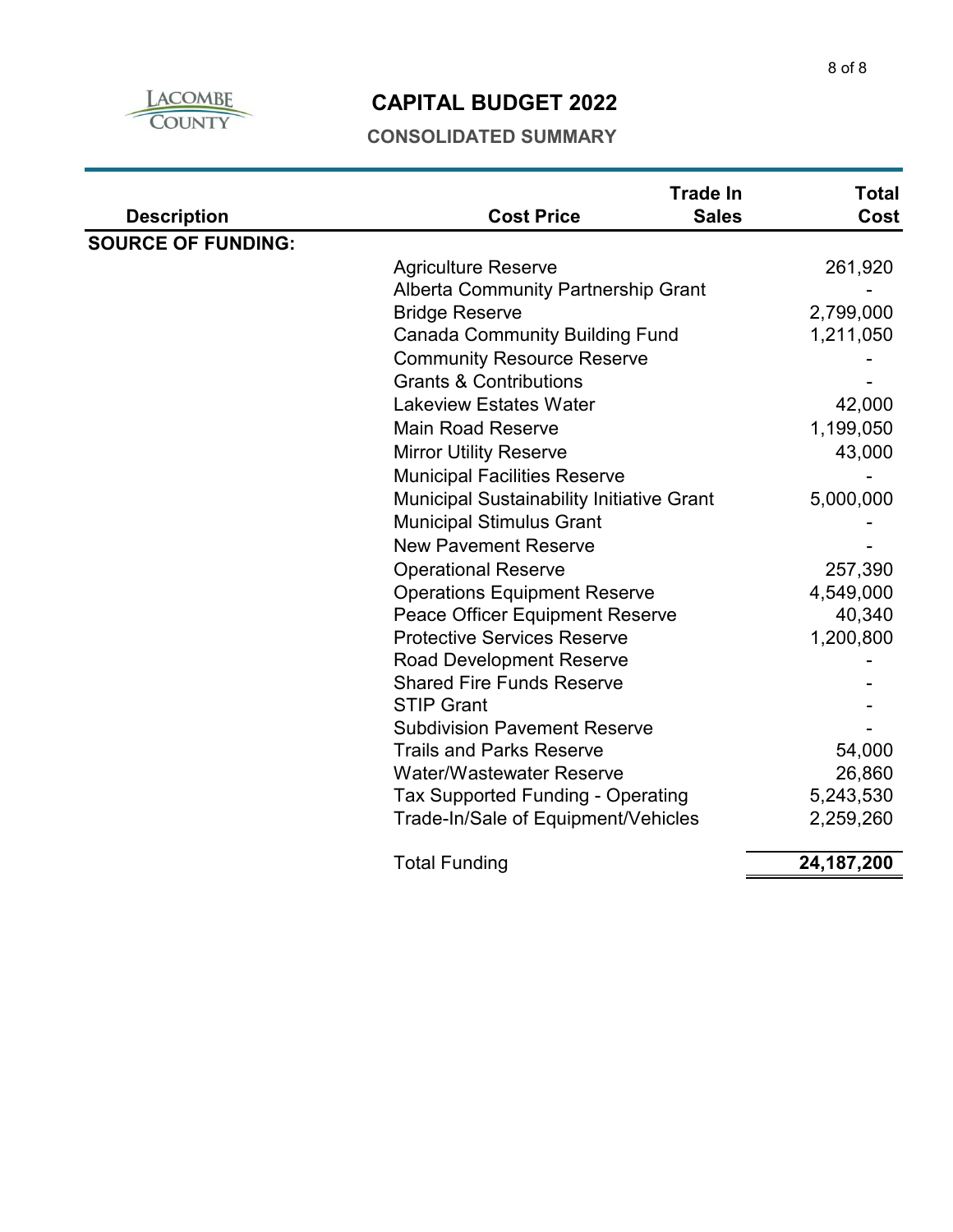# CAPITAL BUDGET 2022

## CONSOLIDATED SUMMARY

| Description | Cost Price | Trade In Sales | Total Cost |
|---|---|---|---|
| **SOURCE OF FUNDING:** | | | |
| | Agriculture Reserve | | 261,920 |
| | Alberta Community Partnership Grant | | - |
| | Bridge Reserve | | 2,799,000 |
| | Canada Community Building Fund | | 1,211,050 |
| | Community Resource Reserve | | - |
| | Grants & Contributions | | - |
| | Lakeview Estates Water | | 42,000 |
| | Main Road Reserve | | 1,199,050 |
| | Mirror Utility Reserve | | 43,000 |
| | Municipal Facilities Reserve | | - |
| | Municipal Sustainability Initiative Grant | | 5,000,000 |
| | Municipal Stimulus Grant | | - |
| | New Pavement Reserve | | - |
| | Operational Reserve | | 257,390 |
| | Operations Equipment Reserve | | 4,549,000 |
| | Peace Officer Equipment Reserve | | 40,340 |
| | Protective Services Reserve | | 1,200,800 |
| | Road Development Reserve | | - |
| | Shared Fire Funds Reserve | | - |
| | STIP Grant | | - |
| | Subdivision Pavement Reserve | | - |
| | Trails and Parks Reserve | | 54,000 |
| | Water/Wastewater Reserve | | 26,860 |
| | Tax Supported Funding - Operating | | 5,243,530 |
| | Trade-In/Sale of Equipment/Vehicles | | 2,259,260 |
| | Total Funding | | **24,187,200** |